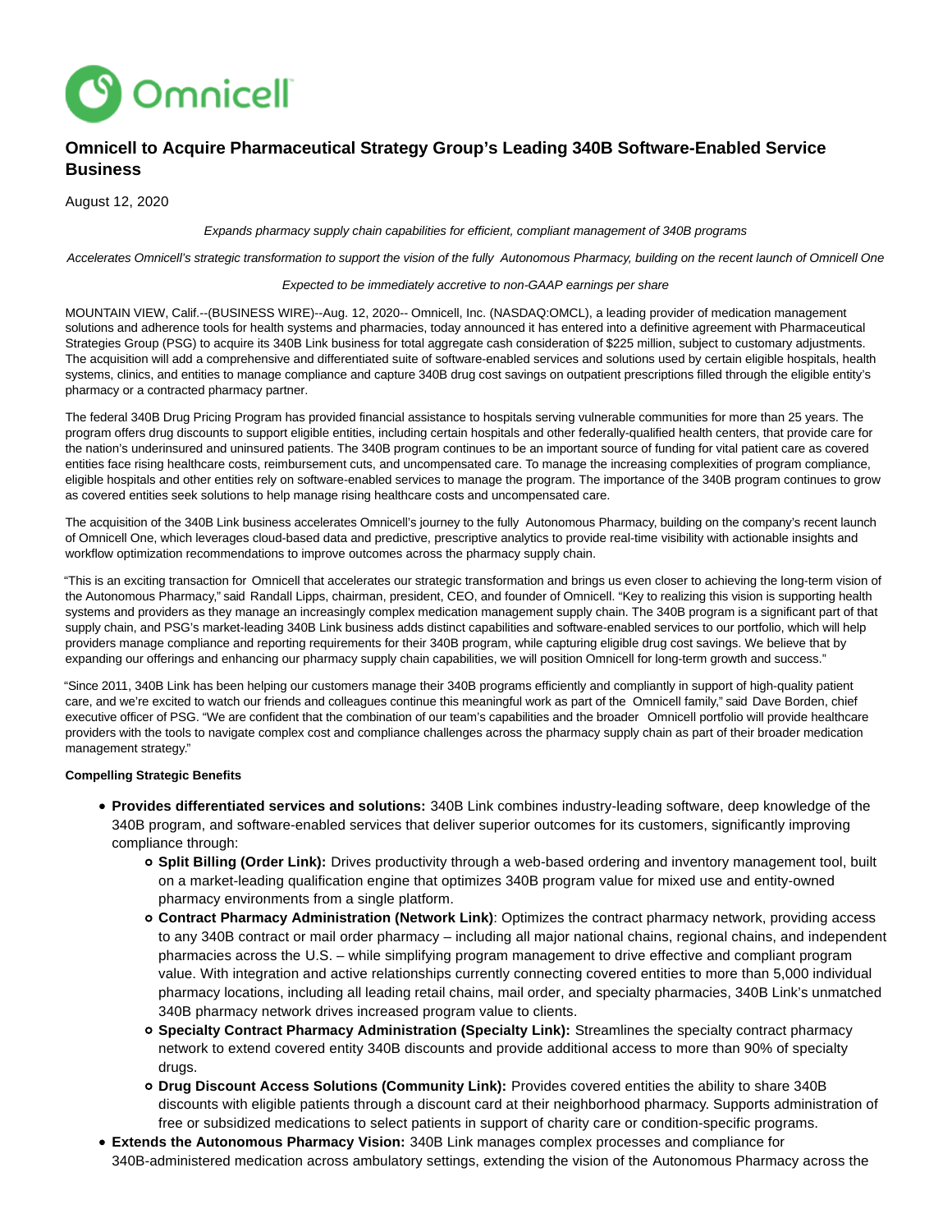# Omnicell to Acquire Pharmaceutical Strategy Group's Leading 340B Software-Enabled Service Business

August 12, 2020

*Expands pharmacy supply chain capabilities for efficient, compliant management of 340B programs*

*Accelerates Omnicell's strategic transformation to support the vision of the fully Autonomous Pharmacy, building on the recent launch of Omnicell One*

*Expected to be immediately accretive to non-GAAP earnings per share*

MOUNTAIN VIEW, Calif.--(BUSINESS WIRE)--Aug. 12, 2020-- Omnicell, Inc. (NASDAQ:OMCL), a leading provider of medication management solutions and adherence tools for health systems and pharmacies, today announced it has entered into a definitive agreement with Pharmaceutical Strategies Group (PSG) to acquire its 340B Link business for total aggregate cash consideration of $225 million, subject to customary adjustments. The acquisition will add a comprehensive and differentiated suite of software-enabled services and solutions used by certain eligible hospitals, health systems, clinics, and entities to manage compliance and capture 340B drug cost savings on outpatient prescriptions filled through the eligible entity's pharmacy or a contracted pharmacy partner.

The federal 340B Drug Pricing Program has provided financial assistance to hospitals serving vulnerable communities for more than 25 years. The program offers drug discounts to support eligible entities, including certain hospitals and other federally-qualified health centers, that provide care for the nation's underinsured and uninsured patients. The 340B program continues to be an important source of funding for vital patient care as covered entities face rising healthcare costs, reimbursement cuts, and uncompensated care. To manage the increasing complexities of program compliance, eligible hospitals and other entities rely on software-enabled services to manage the program. The importance of the 340B program continues to grow as covered entities seek solutions to help manage rising healthcare costs and uncompensated care.

The acquisition of the 340B Link business accelerates Omnicell's journey to the fully Autonomous Pharmacy, building on the company's recent launch of Omnicell One, which leverages cloud-based data and predictive, prescriptive analytics to provide real-time visibility with actionable insights and workflow optimization recommendations to improve outcomes across the pharmacy supply chain.

"This is an exciting transaction for Omnicell that accelerates our strategic transformation and brings us even closer to achieving the long-term vision of the Autonomous Pharmacy," said Randall Lipps, chairman, president, CEO, and founder of Omnicell. "Key to realizing this vision is supporting health systems and providers as they manage an increasingly complex medication management supply chain. The 340B program is a significant part of that supply chain, and PSG's market-leading 340B Link business adds distinct capabilities and software-enabled services to our portfolio, which will help providers manage compliance and reporting requirements for their 340B program, while capturing eligible drug cost savings. We believe that by expanding our offerings and enhancing our pharmacy supply chain capabilities, we will position Omnicell for long-term growth and success."

"Since 2011, 340B Link has been helping our customers manage their 340B programs efficiently and compliantly in support of high-quality patient care, and we're excited to watch our friends and colleagues continue this meaningful work as part of the Omnicell family," said Dave Borden, chief executive officer of PSG. "We are confident that the combination of our team's capabilities and the broader Omnicell portfolio will provide healthcare providers with the tools to navigate complex cost and compliance challenges across the pharmacy supply chain as part of their broader medication management strategy."

**Compelling Strategic Benefits**

- **Provides differentiated services and solutions:** 340B Link combines industry-leading software, deep knowledge of the 340B program, and software-enabled services that deliver superior outcomes for its customers, significantly improving compliance through:
  - **Split Billing (Order Link):** Drives productivity through a web-based ordering and inventory management tool, built on a market-leading qualification engine that optimizes 340B program value for mixed use and entity-owned pharmacy environments from a single platform.
  - **Contract Pharmacy Administration (Network Link)**: Optimizes the contract pharmacy network, providing access to any 340B contract or mail order pharmacy – including all major national chains, regional chains, and independent pharmacies across the U.S. – while simplifying program management to drive effective and compliant program value. With integration and active relationships currently connecting covered entities to more than 5,000 individual pharmacy locations, including all leading retail chains, mail order, and specialty pharmacies, 340B Link's unmatched 340B pharmacy network drives increased program value to clients.
  - **Specialty Contract Pharmacy Administration (Specialty Link):** Streamlines the specialty contract pharmacy network to extend covered entity 340B discounts and provide additional access to more than 90% of specialty drugs.
  - **Drug Discount Access Solutions (Community Link):** Provides covered entities the ability to share 340B discounts with eligible patients through a discount card at their neighborhood pharmacy. Supports administration of free or subsidized medications to select patients in support of charity care or condition-specific programs.
- **Extends the Autonomous Pharmacy Vision:** 340B Link manages complex processes and compliance for 340B-administered medication across ambulatory settings, extending the vision of the Autonomous Pharmacy across the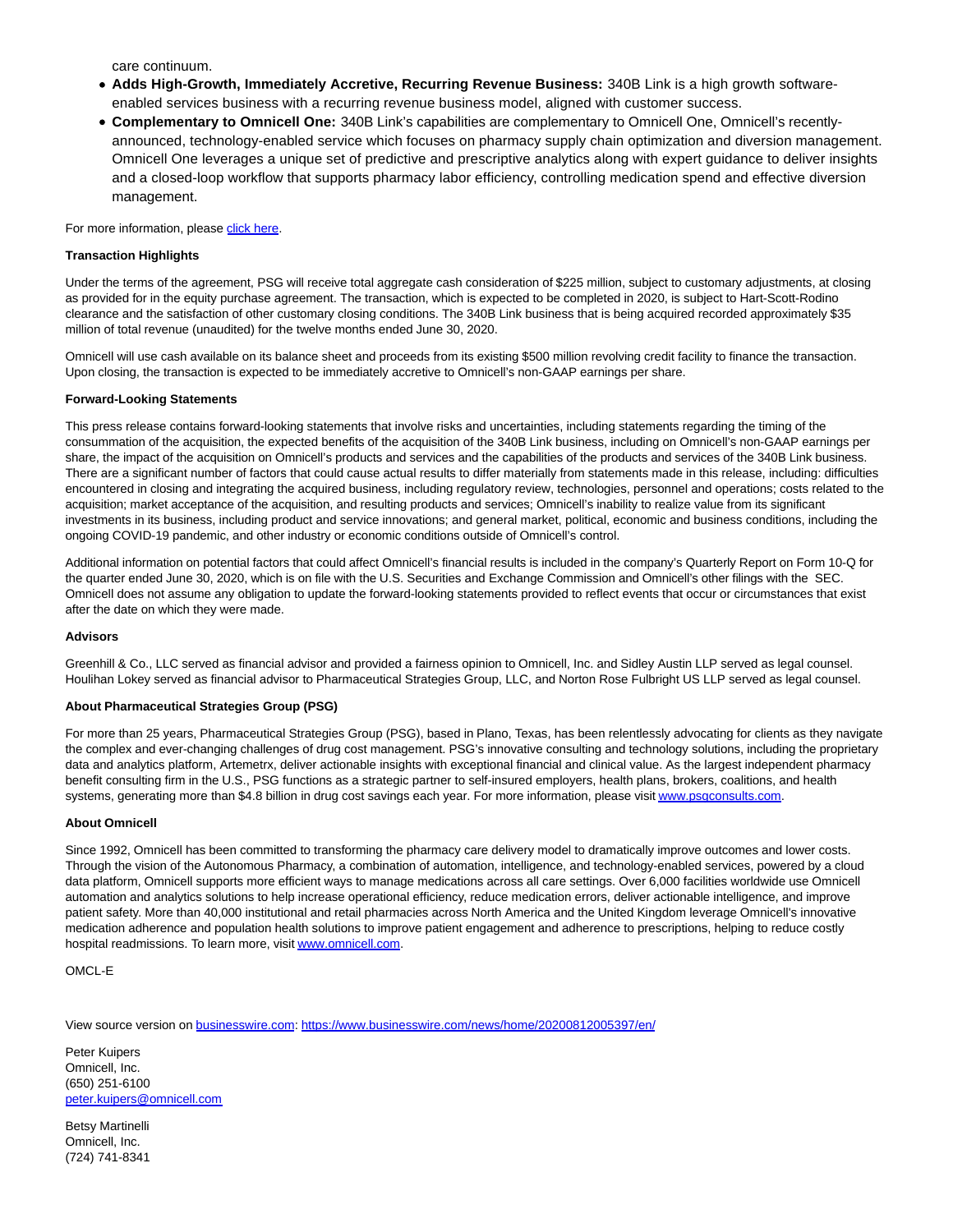care continuum.

- **Adds High-Growth, Immediately Accretive, Recurring Revenue Business:** 340B Link is a high growth software-enabled services business with a recurring revenue business model, aligned with customer success.
- **Complementary to Omnicell One:** 340B Link's capabilities are complementary to Omnicell One, Omnicell's recently-announced, technology-enabled service which focuses on pharmacy supply chain optimization and diversion management. Omnicell One leverages a unique set of predictive and prescriptive analytics along with expert guidance to deliver insights and a closed-loop workflow that supports pharmacy labor efficiency, controlling medication spend and effective diversion management.

For more information, please click here.

**Transaction Highlights**

Under the terms of the agreement, PSG will receive total aggregate cash consideration of $225 million, subject to customary adjustments, at closing as provided for in the equity purchase agreement. The transaction, which is expected to be completed in 2020, is subject to Hart-Scott-Rodino clearance and the satisfaction of other customary closing conditions. The 340B Link business that is being acquired recorded approximately $35 million of total revenue (unaudited) for the twelve months ended June 30, 2020.

Omnicell will use cash available on its balance sheet and proceeds from its existing $500 million revolving credit facility to finance the transaction. Upon closing, the transaction is expected to be immediately accretive to Omnicell's non-GAAP earnings per share.

**Forward-Looking Statements**

This press release contains forward-looking statements that involve risks and uncertainties, including statements regarding the timing of the consummation of the acquisition, the expected benefits of the acquisition of the 340B Link business, including on Omnicell's non-GAAP earnings per share, the impact of the acquisition on Omnicell's products and services and the capabilities of the products and services of the 340B Link business. There are a significant number of factors that could cause actual results to differ materially from statements made in this release, including: difficulties encountered in closing and integrating the acquired business, including regulatory review, technologies, personnel and operations; costs related to the acquisition; market acceptance of the acquisition, and resulting products and services; Omnicell's inability to realize value from its significant investments in its business, including product and service innovations; and general market, political, economic and business conditions, including the ongoing COVID-19 pandemic, and other industry or economic conditions outside of Omnicell's control.

Additional information on potential factors that could affect Omnicell's financial results is included in the company's Quarterly Report on Form 10-Q for the quarter ended June 30, 2020, which is on file with the U.S. Securities and Exchange Commission and Omnicell's other filings with the SEC. Omnicell does not assume any obligation to update the forward-looking statements provided to reflect events that occur or circumstances that exist after the date on which they were made.

**Advisors**

Greenhill & Co., LLC served as financial advisor and provided a fairness opinion to Omnicell, Inc. and Sidley Austin LLP served as legal counsel. Houlihan Lokey served as financial advisor to Pharmaceutical Strategies Group, LLC, and Norton Rose Fulbright US LLP served as legal counsel.

**About Pharmaceutical Strategies Group (PSG)**

For more than 25 years, Pharmaceutical Strategies Group (PSG), based in Plano, Texas, has been relentlessly advocating for clients as they navigate the complex and ever-changing challenges of drug cost management. PSG's innovative consulting and technology solutions, including the proprietary data and analytics platform, Artemetrx, deliver actionable insights with exceptional financial and clinical value. As the largest independent pharmacy benefit consulting firm in the U.S., PSG functions as a strategic partner to self-insured employers, health plans, brokers, coalitions, and health systems, generating more than $4.8 billion in drug cost savings each year. For more information, please visit www.psgconsults.com.

**About Omnicell**

Since 1992, Omnicell has been committed to transforming the pharmacy care delivery model to dramatically improve outcomes and lower costs. Through the vision of the Autonomous Pharmacy, a combination of automation, intelligence, and technology-enabled services, powered by a cloud data platform, Omnicell supports more efficient ways to manage medications across all care settings. Over 6,000 facilities worldwide use Omnicell automation and analytics solutions to help increase operational efficiency, reduce medication errors, deliver actionable intelligence, and improve patient safety. More than 40,000 institutional and retail pharmacies across North America and the United Kingdom leverage Omnicell's innovative medication adherence and population health solutions to improve patient engagement and adherence to prescriptions, helping to reduce costly hospital readmissions. To learn more, visit www.omnicell.com.

OMCL-E

View source version on businesswire.com: https://www.businesswire.com/news/home/20200812005397/en/

Peter Kuipers
Omnicell, Inc.
(650) 251-6100
peter.kuipers@omnicell.com

Betsy Martinelli
Omnicell, Inc.
(724) 741-8341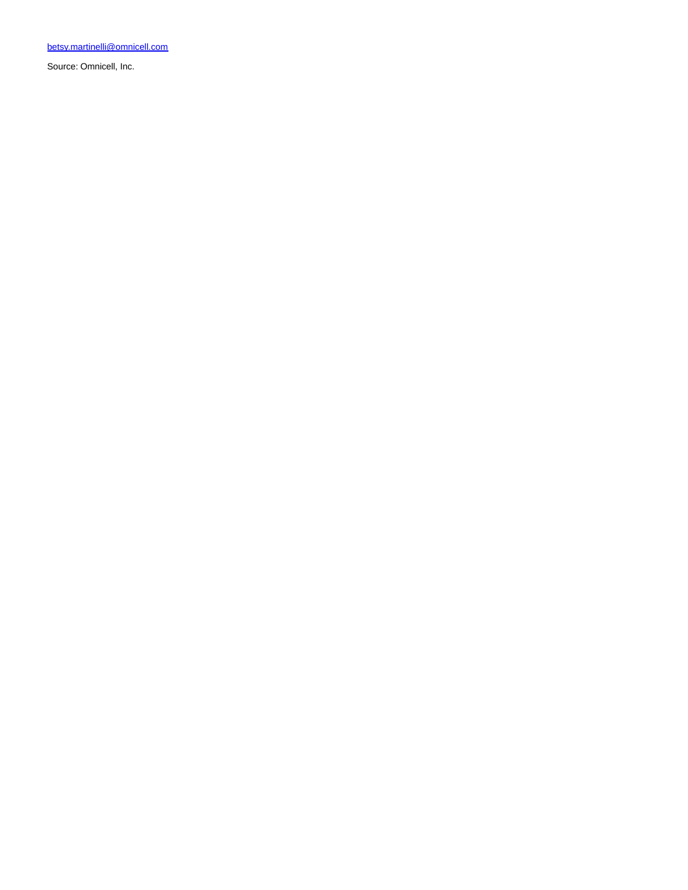betsy.martinelli@omnicell.com

Source: Omnicell, Inc.